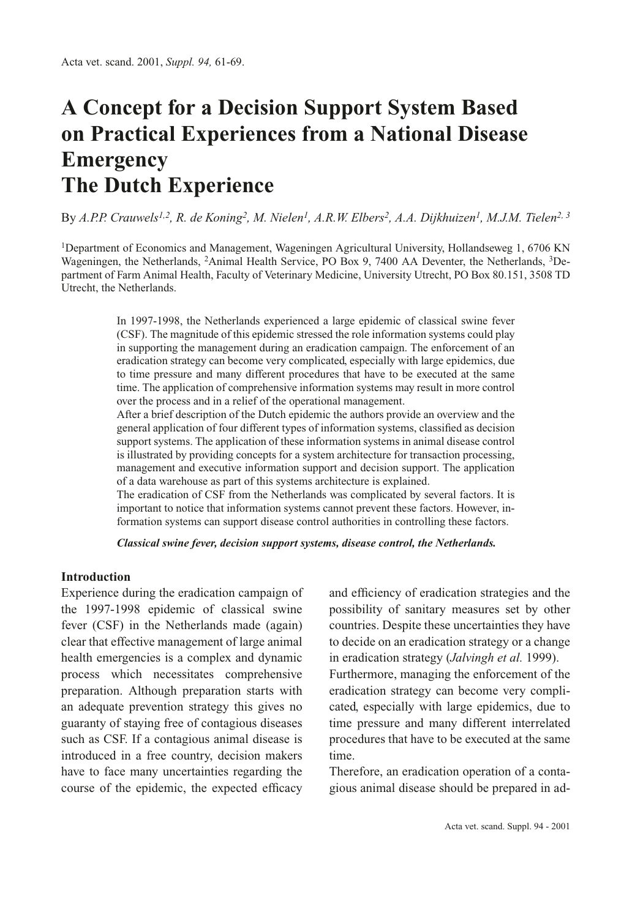# A Concept for a Decision Support System Based on Practical Experiences from a National Disease Emergency
# The Dutch Experience

By *A.P.P. Crauwels[1,2], R. de Koning[2], M. Nielen[1], A.R.W. Elbers[2], A.A. Dijkhuizen[1], M.J.M. Tielen[2, 3]*

[1]Department of Economics and Management, Wageningen Agricultural University, Hollandseweg 1, 6706 KN Wageningen, the Netherlands, [2]Animal Health Service, PO Box 9, 7400 AA Deventer, the Netherlands, [3]Department of Farm Animal Health, Faculty of Veterinary Medicine, University Utrecht, PO Box 80.151, 3508 TD Utrecht, the Netherlands.

In 1997-1998, the Netherlands experienced a large epidemic of classical swine fever (CSF). The magnitude of this epidemic stressed the role information systems could play in supporting the management during an eradication campaign. The enforcement of an eradication strategy can become very complicated, especially with large epidemics, due to time pressure and many different procedures that have to be executed at the same time. The application of comprehensive information systems may result in more control over the process and in a relief of the operational management.
After a brief description of the Dutch epidemic the authors provide an overview and the general application of four different types of information systems, classified as decision support systems. The application of these information systems in animal disease control is illustrated by providing concepts for a system architecture for transaction processing, management and executive information support and decision support. The application of a data warehouse as part of this systems architecture is explained.
The eradication of CSF from the Netherlands was complicated by several factors. It is important to notice that information systems cannot prevent these factors. However, information systems can support disease control authorities in controlling these factors.

***Classical swine fever, decision support systems, disease control, the Netherlands.***

## Introduction

Experience during the eradication campaign of the 1997-1998 epidemic of classical swine fever (CSF) in the Netherlands made (again) clear that effective management of large animal health emergencies is a complex and dynamic process which necessitates comprehensive preparation. Although preparation starts with an adequate prevention strategy this gives no guaranty of staying free of contagious diseases such as CSF. If a contagious animal disease is introduced in a free country, decision makers have to face many uncertainties regarding the course of the epidemic, the expected efficacy and efficiency of eradication strategies and the possibility of sanitary measures set by other countries. Despite these uncertainties they have to decide on an eradication strategy or a change in eradication strategy (*Jalvingh et al.* 1999).
Furthermore, managing the enforcement of the eradication strategy can become very complicated, especially with large epidemics, due to time pressure and many different interrelated procedures that have to be executed at the same time.
Therefore, an eradication operation of a contagious animal disease should be prepared in ad-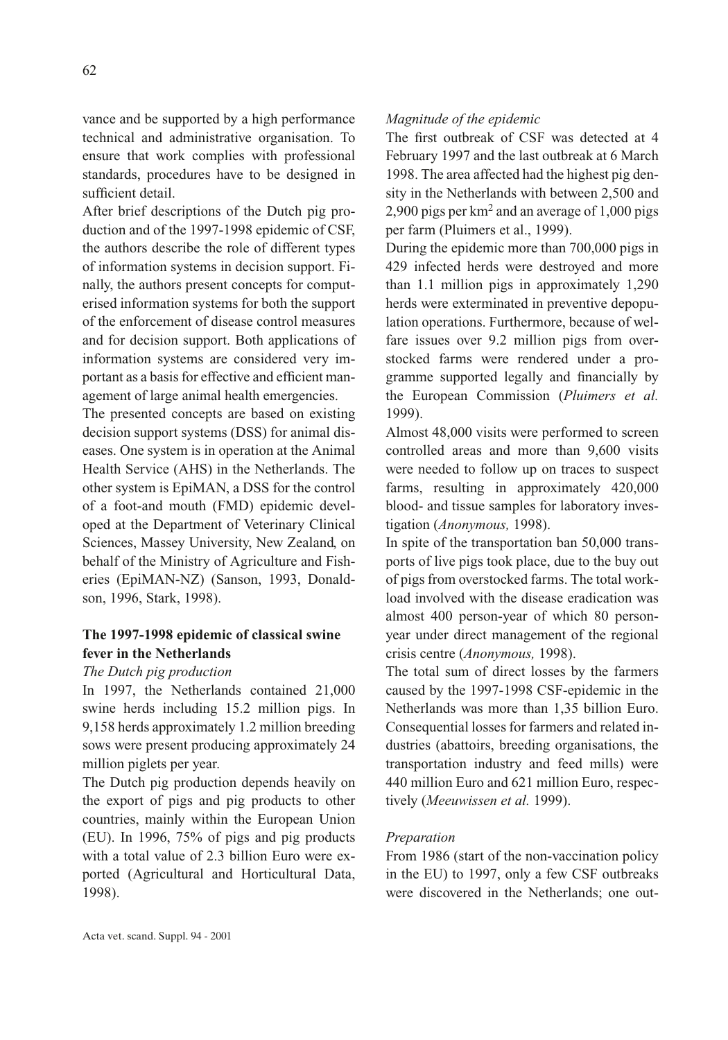vance and be supported by a high performance technical and administrative organisation. To ensure that work complies with professional standards, procedures have to be designed in sufficient detail.

After brief descriptions of the Dutch pig production and of the 1997-1998 epidemic of CSF, the authors describe the role of different types of information systems in decision support. Finally, the authors present concepts for computerised information systems for both the support of the enforcement of disease control measures and for decision support. Both applications of information systems are considered very important as a basis for effective and efficient management of large animal health emergencies.

The presented concepts are based on existing decision support systems (DSS) for animal diseases. One system is in operation at the Animal Health Service (AHS) in the Netherlands. The other system is EpiMAN, a DSS for the control of a foot-and mouth (FMD) epidemic developed at the Department of Veterinary Clinical Sciences, Massey University, New Zealand, on behalf of the Ministry of Agriculture and Fisheries (EpiMAN-NZ) (Sanson, 1993, Donaldson, 1996, Stark, 1998).

## The 1997-1998 epidemic of classical swine fever in the Netherlands

*The Dutch pig production*

In 1997, the Netherlands contained 21,000 swine herds including 15.2 million pigs. In 9,158 herds approximately 1.2 million breeding sows were present producing approximately 24 million piglets per year.

The Dutch pig production depends heavily on the export of pigs and pig products to other countries, mainly within the European Union (EU). In 1996, 75% of pigs and pig products with a total value of 2.3 billion Euro were exported (Agricultural and Horticultural Data, 1998).

*Magnitude of the epidemic*

The first outbreak of CSF was detected at 4 February 1997 and the last outbreak at 6 March 1998. The area affected had the highest pig density in the Netherlands with between 2,500 and 2,900 pigs per km$^2$ and an average of 1,000 pigs per farm (Pluimers et al., 1999).

During the epidemic more than 700,000 pigs in 429 infected herds were destroyed and more than 1.1 million pigs in approximately 1,290 herds were exterminated in preventive depopulation operations. Furthermore, because of welfare issues over 9.2 million pigs from overstocked farms were rendered under a programme supported legally and financially by the European Commission (*Pluimers et al.* 1999).

Almost 48,000 visits were performed to screen controlled areas and more than 9,600 visits were needed to follow up on traces to suspect farms, resulting in approximately 420,000 blood- and tissue samples for laboratory investigation (*Anonymous,* 1998).

In spite of the transportation ban 50,000 transports of live pigs took place, due to the buy out of pigs from overstocked farms. The total workload involved with the disease eradication was almost 400 person-year of which 80 person-year under direct management of the regional crisis centre (*Anonymous,* 1998).

The total sum of direct losses by the farmers caused by the 1997-1998 CSF-epidemic in the Netherlands was more than 1,35 billion Euro. Consequential losses for farmers and related industries (abattoirs, breeding organisations, the transportation industry and feed mills) were 440 million Euro and 621 million Euro, respectively (*Meeuwissen et al.* 1999).

*Preparation*

From 1986 (start of the non-vaccination policy in the EU) to 1997, only a few CSF outbreaks were discovered in the Netherlands; one out-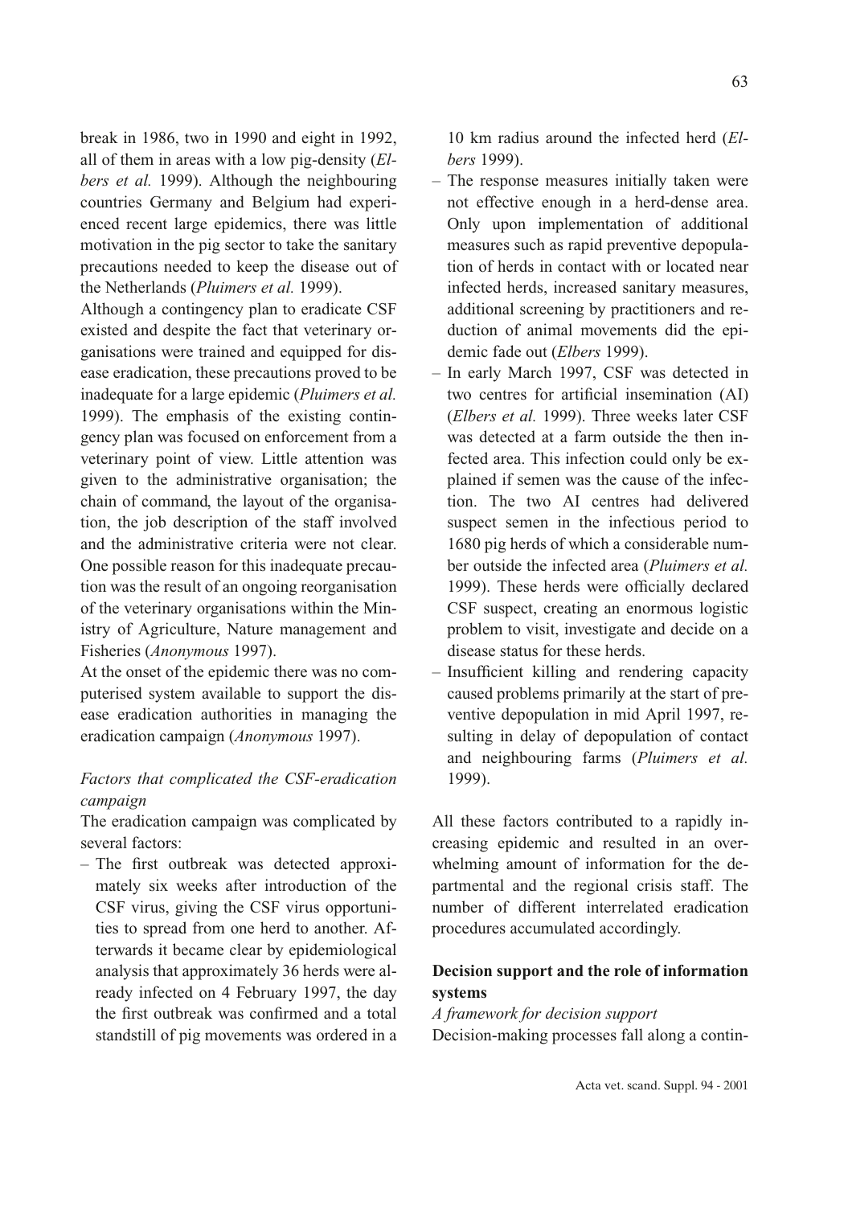break in 1986, two in 1990 and eight in 1992, all of them in areas with a low pig-density (*Elbers et al.* 1999). Although the neighbouring countries Germany and Belgium had experienced recent large epidemics, there was little motivation in the pig sector to take the sanitary precautions needed to keep the disease out of the Netherlands (*Pluimers et al.* 1999).

Although a contingency plan to eradicate CSF existed and despite the fact that veterinary organisations were trained and equipped for disease eradication, these precautions proved to be inadequate for a large epidemic (*Pluimers et al.* 1999). The emphasis of the existing contingency plan was focused on enforcement from a veterinary point of view. Little attention was given to the administrative organisation; the chain of command, the layout of the organisation, the job description of the staff involved and the administrative criteria were not clear. One possible reason for this inadequate precaution was the result of an ongoing reorganisation of the veterinary organisations within the Ministry of Agriculture, Nature management and Fisheries (*Anonymous* 1997).

At the onset of the epidemic there was no computerised system available to support the disease eradication authorities in managing the eradication campaign (*Anonymous* 1997).

### *Factors that complicated the CSF-eradication campaign*

The eradication campaign was complicated by several factors:

- The first outbreak was detected approximately six weeks after introduction of the CSF virus, giving the CSF virus opportunities to spread from one herd to another. Afterwards it became clear by epidemiological analysis that approximately 36 herds were already infected on 4 February 1997, the day the first outbreak was confirmed and a total standstill of pig movements was ordered in a 10 km radius around the infected herd (*Elbers* 1999).
- The response measures initially taken were not effective enough in a herd-dense area. Only upon implementation of additional measures such as rapid preventive depopulation of herds in contact with or located near infected herds, increased sanitary measures, additional screening by practitioners and reduction of animal movements did the epidemic fade out (*Elbers* 1999).
- In early March 1997, CSF was detected in two centres for artificial insemination (AI) (*Elbers et al.* 1999). Three weeks later CSF was detected at a farm outside the then infected area. This infection could only be explained if semen was the cause of the infection. The two AI centres had delivered suspect semen in the infectious period to 1680 pig herds of which a considerable number outside the infected area (*Pluimers et al.* 1999). These herds were officially declared CSF suspect, creating an enormous logistic problem to visit, investigate and decide on a disease status for these herds.
- Insufficient killing and rendering capacity caused problems primarily at the start of preventive depopulation in mid April 1997, resulting in delay of depopulation of contact and neighbouring farms (*Pluimers et al.* 1999).

All these factors contributed to a rapidly increasing epidemic and resulted in an overwhelming amount of information for the departmental and the regional crisis staff. The number of different interrelated eradication procedures accumulated accordingly.

## **Decision support and the role of information systems**

### *A framework for decision support*

Decision-making processes fall along a contin-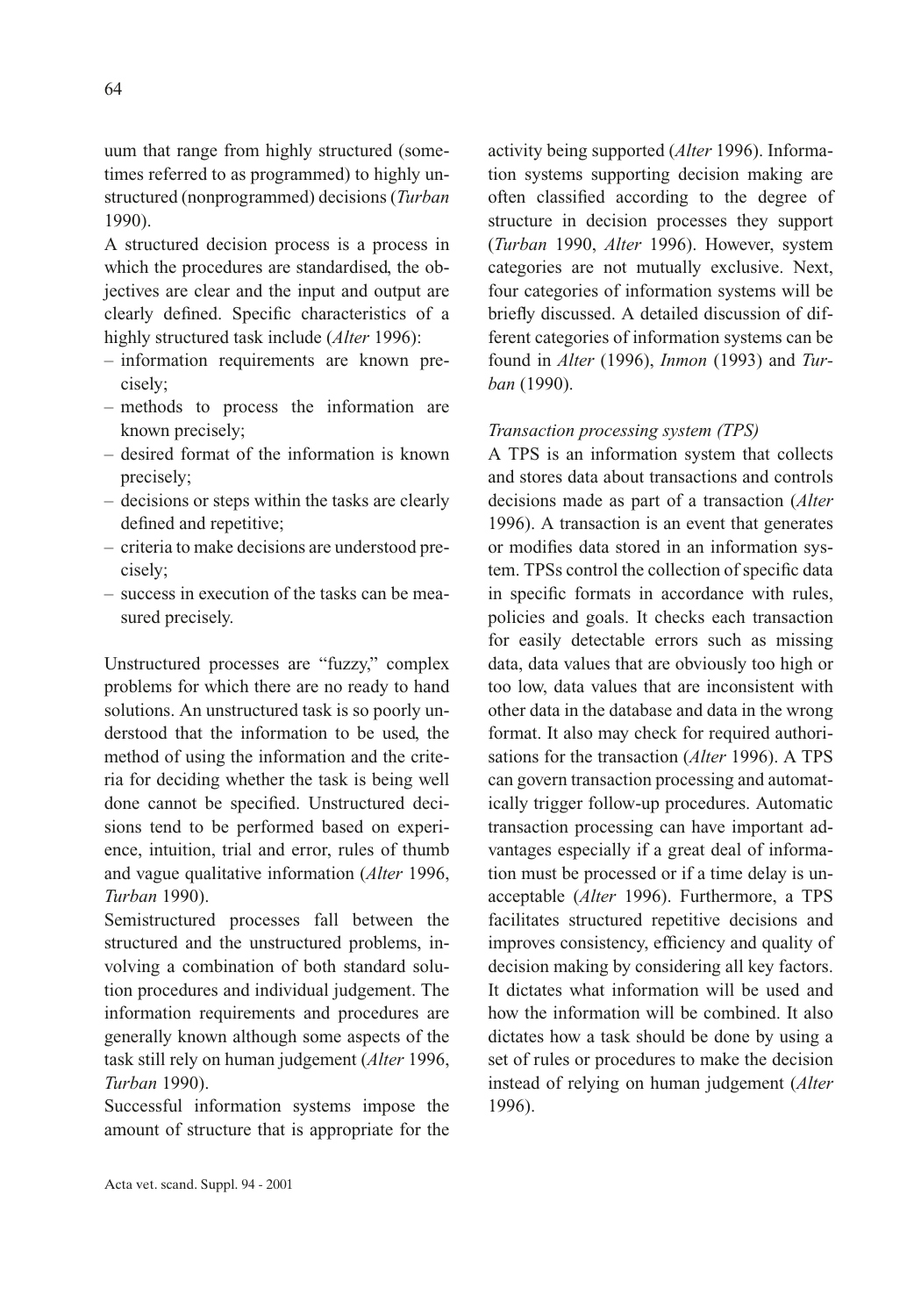uum that range from highly structured (sometimes referred to as programmed) to highly unstructured (nonprogrammed) decisions (*Turban* 1990).

A structured decision process is a process in which the procedures are standardised, the objectives are clear and the input and output are clearly defined. Specific characteristics of a highly structured task include (*Alter* 1996):

- information requirements are known precisely;
- methods to process the information are known precisely;
- desired format of the information is known precisely;
- decisions or steps within the tasks are clearly defined and repetitive;
- criteria to make decisions are understood precisely;
- success in execution of the tasks can be measured precisely.

Unstructured processes are "fuzzy," complex problems for which there are no ready to hand solutions. An unstructured task is so poorly understood that the information to be used, the method of using the information and the criteria for deciding whether the task is being well done cannot be specified. Unstructured decisions tend to be performed based on experience, intuition, trial and error, rules of thumb and vague qualitative information (*Alter* 1996, *Turban* 1990).

Semistructured processes fall between the structured and the unstructured problems, involving a combination of both standard solution procedures and individual judgement. The information requirements and procedures are generally known although some aspects of the task still rely on human judgement (*Alter* 1996, *Turban* 1990).

Successful information systems impose the amount of structure that is appropriate for the activity being supported (*Alter* 1996). Information systems supporting decision making are often classified according to the degree of structure in decision processes they support (*Turban* 1990, *Alter* 1996). However, system categories are not mutually exclusive. Next, four categories of information systems will be briefly discussed. A detailed discussion of different categories of information systems can be found in *Alter* (1996), *Inmon* (1993) and *Turban* (1990).

*Transaction processing system (TPS)*

A TPS is an information system that collects and stores data about transactions and controls decisions made as part of a transaction (*Alter* 1996). A transaction is an event that generates or modifies data stored in an information system. TPSs control the collection of specific data in specific formats in accordance with rules, policies and goals. It checks each transaction for easily detectable errors such as missing data, data values that are obviously too high or too low, data values that are inconsistent with other data in the database and data in the wrong format. It also may check for required authorisations for the transaction (*Alter* 1996). A TPS can govern transaction processing and automatically trigger follow-up procedures. Automatic transaction processing can have important advantages especially if a great deal of information must be processed or if a time delay is unacceptable (*Alter* 1996). Furthermore, a TPS facilitates structured repetitive decisions and improves consistency, efficiency and quality of decision making by considering all key factors. It dictates what information will be used and how the information will be combined. It also dictates how a task should be done by using a set of rules or procedures to make the decision instead of relying on human judgement (*Alter* 1996).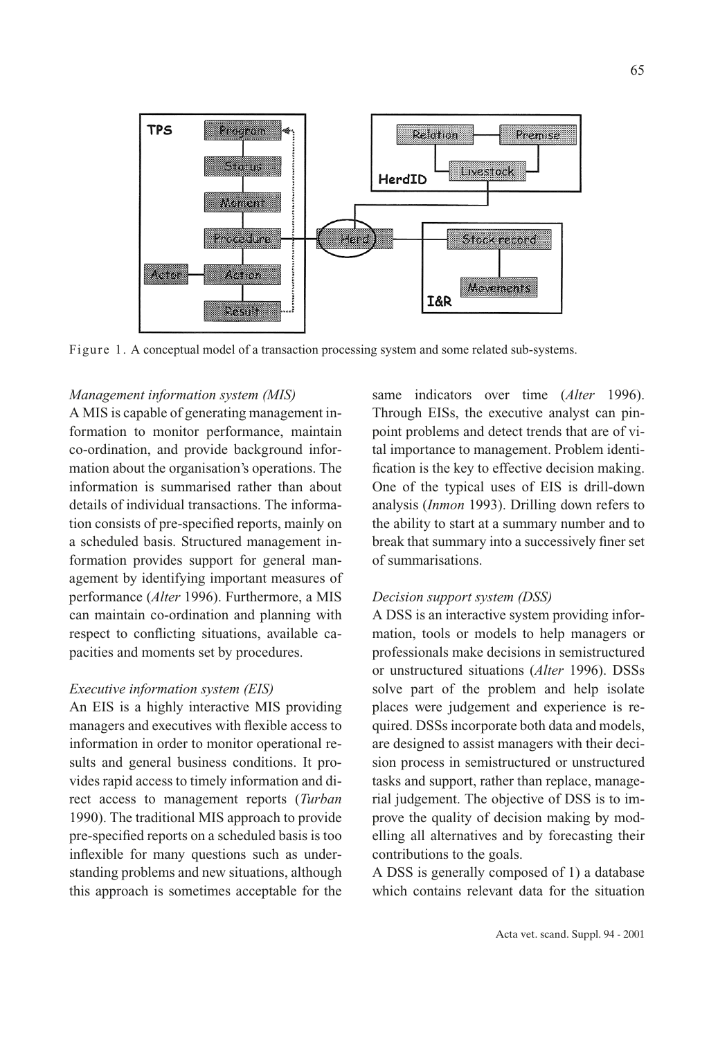TPS

Program

Status

Moment

Procedure

Actor

Action

Result

Herd

Relation

Premise

Livestock

HerdID

Stock record

Movements

I&R

Figure 1. A conceptual model of a transaction processing system and some related sub-systems.

*Management information system (MIS)*

A MIS is capable of generating management information to monitor performance, maintain co-ordination, and provide background information about the organisation's operations. The information is summarised rather than about details of individual transactions. The information consists of pre-specified reports, mainly on a scheduled basis. Structured management information provides support for general management by identifying important measures of performance (*Alter* 1996). Furthermore, a MIS can maintain co-ordination and planning with respect to conflicting situations, available capacities and moments set by procedures.

*Executive information system (EIS)*

An EIS is a highly interactive MIS providing managers and executives with flexible access to information in order to monitor operational results and general business conditions. It provides rapid access to timely information and direct access to management reports (*Turban* 1990). The traditional MIS approach to provide pre-specified reports on a scheduled basis is too inflexible for many questions such as understanding problems and new situations, although this approach is sometimes acceptable for the same indicators over time (*Alter* 1996). Through EISs, the executive analyst can pinpoint problems and detect trends that are of vital importance to management. Problem identification is the key to effective decision making. One of the typical uses of EIS is drill-down analysis (*Inmon* 1993). Drilling down refers to the ability to start at a summary number and to break that summary into a successively finer set of summarisations.

*Decision support system (DSS)*

A DSS is an interactive system providing information, tools or models to help managers or professionals make decisions in semistructured or unstructured situations (*Alter* 1996). DSSs solve part of the problem and help isolate places were judgement and experience is required. DSSs incorporate both data and models, are designed to assist managers with their decision process in semistructured or unstructured tasks and support, rather than replace, managerial judgement. The objective of DSS is to improve the quality of decision making by modelling all alternatives and by forecasting their contributions to the goals.

A DSS is generally composed of 1) a database which contains relevant data for the situation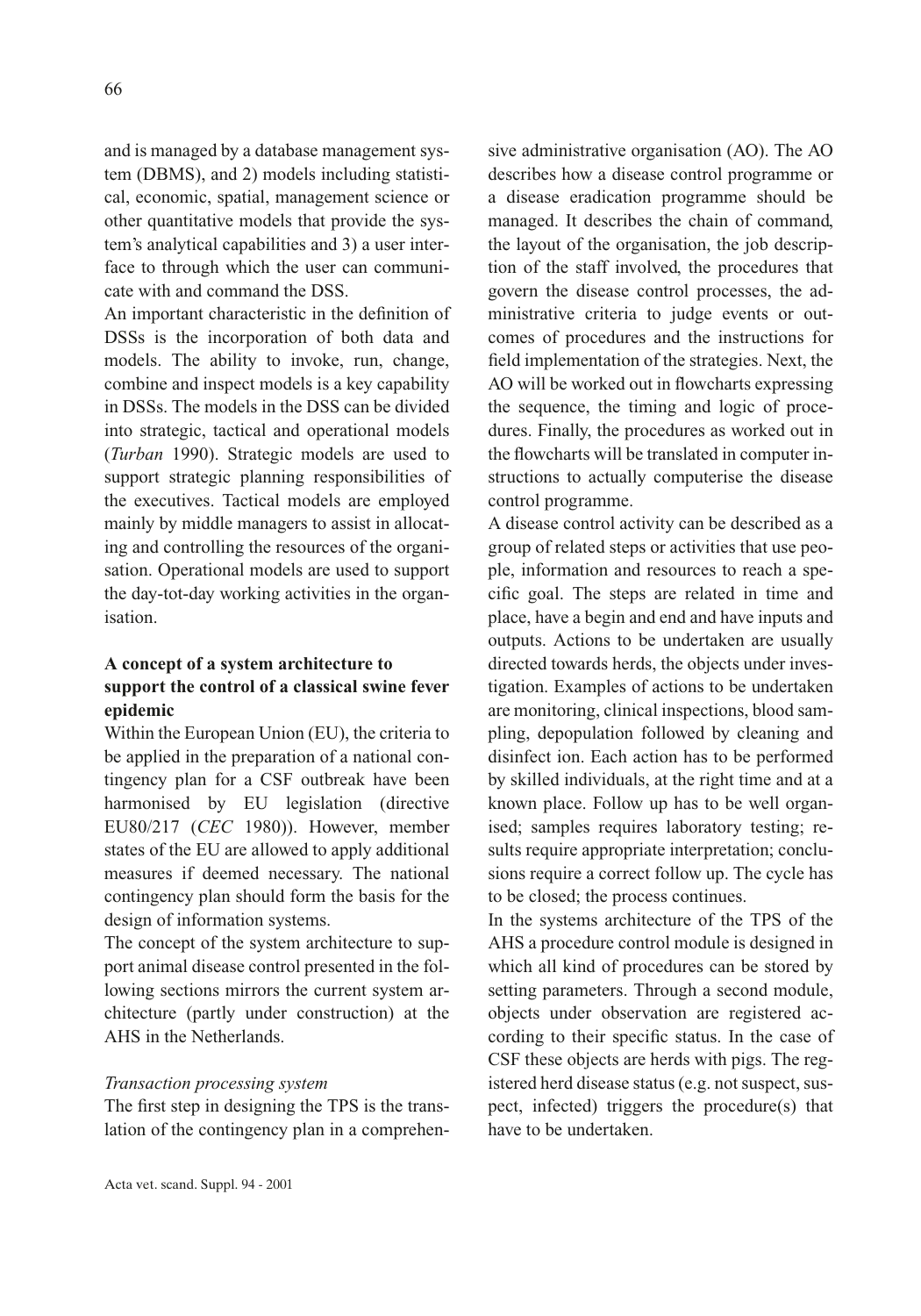and is managed by a database management system (DBMS), and 2) models including statistical, economic, spatial, management science or other quantitative models that provide the system's analytical capabilities and 3) a user interface to through which the user can communicate with and command the DSS.

An important characteristic in the definition of DSSs is the incorporation of both data and models. The ability to invoke, run, change, combine and inspect models is a key capability in DSSs. The models in the DSS can be divided into strategic, tactical and operational models (*Turban* 1990). Strategic models are used to support strategic planning responsibilities of the executives. Tactical models are employed mainly by middle managers to assist in allocating and controlling the resources of the organisation. Operational models are used to support the day-tot-day working activities in the organisation.

**A concept of a system architecture to support the control of a classical swine fever epidemic**

Within the European Union (EU), the criteria to be applied in the preparation of a national contingency plan for a CSF outbreak have been harmonised by EU legislation (directive EU80/217 (*CEC* 1980)). However, member states of the EU are allowed to apply additional measures if deemed necessary. The national contingency plan should form the basis for the design of information systems.

The concept of the system architecture to support animal disease control presented in the following sections mirrors the current system architecture (partly under construction) at the AHS in the Netherlands.

*Transaction processing system*

The first step in designing the TPS is the translation of the contingency plan in a comprehensive administrative organisation (AO). The AO describes how a disease control programme or a disease eradication programme should be managed. It describes the chain of command, the layout of the organisation, the job description of the staff involved, the procedures that govern the disease control processes, the administrative criteria to judge events or outcomes of procedures and the instructions for field implementation of the strategies. Next, the AO will be worked out in flowcharts expressing the sequence, the timing and logic of procedures. Finally, the procedures as worked out in the flowcharts will be translated in computer instructions to actually computerise the disease control programme.

A disease control activity can be described as a group of related steps or activities that use people, information and resources to reach a specific goal. The steps are related in time and place, have a begin and end and have inputs and outputs. Actions to be undertaken are usually directed towards herds, the objects under investigation. Examples of actions to be undertaken are monitoring, clinical inspections, blood sampling, depopulation followed by cleaning and disinfect ion. Each action has to be performed by skilled individuals, at the right time and at a known place. Follow up has to be well organised; samples requires laboratory testing; results require appropriate interpretation; conclusions require a correct follow up. The cycle has to be closed; the process continues.

In the systems architecture of the TPS of the AHS a procedure control module is designed in which all kind of procedures can be stored by setting parameters. Through a second module, objects under observation are registered according to their specific status. In the case of CSF these objects are herds with pigs. The registered herd disease status (e.g. not suspect, suspect, infected) triggers the procedure(s) that have to be undertaken.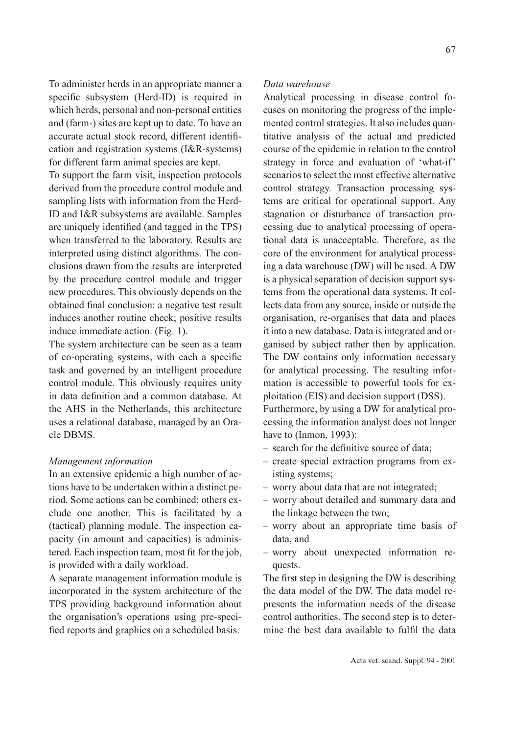To administer herds in an appropriate manner a specific subsystem (Herd-ID) is required in which herds, personal and non-personal entities and (farm-) sites are kept up to date. To have an accurate actual stock record, different identification and registration systems (I&R-systems) for different farm animal species are kept.

To support the farm visit, inspection protocols derived from the procedure control module and sampling lists with information from the Herd-ID and I&R subsystems are available. Samples are uniquely identified (and tagged in the TPS) when transferred to the laboratory. Results are interpreted using distinct algorithms. The conclusions drawn from the results are interpreted by the procedure control module and trigger new procedures. This obviously depends on the obtained final conclusion: a negative test result induces another routine check; positive results induce immediate action. (Fig. 1).

The system architecture can be seen as a team of co-operating systems, with each a specific task and governed by an intelligent procedure control module. This obviously requires unity in data definition and a common database. At the AHS in the Netherlands, this architecture uses a relational database, managed by an Oracle DBMS.

*Management information*

In an extensive epidemic a high number of actions have to be undertaken within a distinct period. Some actions can be combined; others exclude one another. This is facilitated by a (tactical) planning module. The inspection capacity (in amount and capacities) is administered. Each inspection team, most fit for the job, is provided with a daily workload.

A separate management information module is incorporated in the system architecture of the TPS providing background information about the organisation's operations using pre-specified reports and graphics on a scheduled basis.

*Data warehouse*

Analytical processing in disease control focuses on monitoring the progress of the implemented control strategies. It also includes quantitative analysis of the actual and predicted course of the epidemic in relation to the control strategy in force and evaluation of 'what-if' scenarios to select the most effective alternative control strategy. Transaction processing systems are critical for operational support. Any stagnation or disturbance of transaction processing due to analytical processing of operational data is unacceptable. Therefore, as the core of the environment for analytical processing a data warehouse (DW) will be used. A DW is a physical separation of decision support systems from the operational data systems. It collects data from any source, inside or outside the organisation, re-organises that data and places it into a new database. Data is integrated and organised by subject rather then by application. The DW contains only information necessary for analytical processing. The resulting information is accessible to powerful tools for exploitation (EIS) and decision support (DSS).

Furthermore, by using a DW for analytical processing the information analyst does not longer have to (Inmon, 1993):

- search for the definitive source of data;
- create special extraction programs from existing systems;
- worry about data that are not integrated;
- worry about detailed and summary data and the linkage between the two;
- worry about an appropriate time basis of data, and
- worry about unexpected information requests.

The first step in designing the DW is describing the data model of the DW. The data model represents the information needs of the disease control authorities. The second step is to determine the best data available to fulfil the data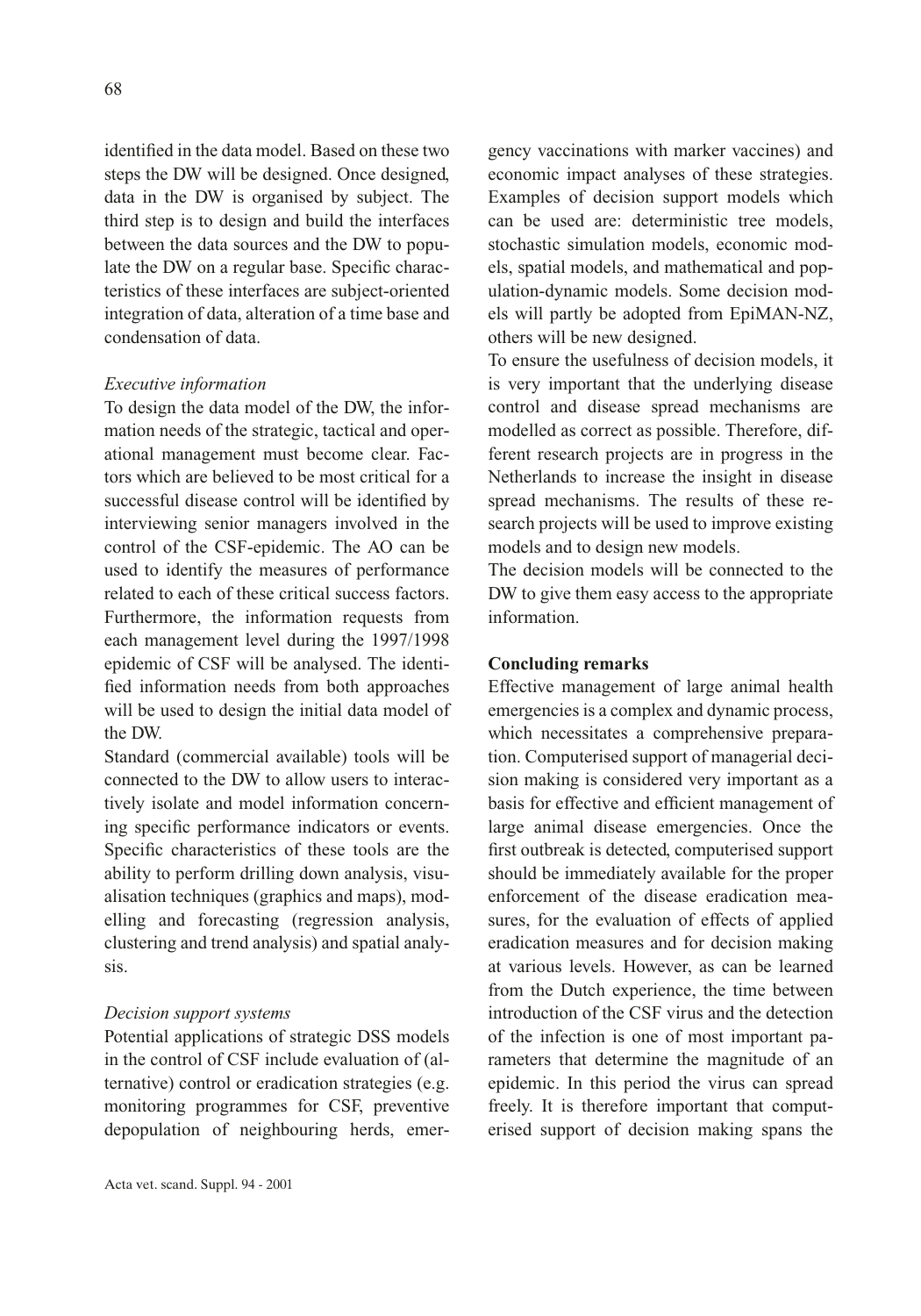identified in the data model. Based on these two steps the DW will be designed. Once designed, data in the DW is organised by subject. The third step is to design and build the interfaces between the data sources and the DW to populate the DW on a regular base. Specific characteristics of these interfaces are subject-oriented integration of data, alteration of a time base and condensation of data.

*Executive information*

To design the data model of the DW, the information needs of the strategic, tactical and operational management must become clear. Factors which are believed to be most critical for a successful disease control will be identified by interviewing senior managers involved in the control of the CSF-epidemic. The AO can be used to identify the measures of performance related to each of these critical success factors. Furthermore, the information requests from each management level during the 1997/1998 epidemic of CSF will be analysed. The identified information needs from both approaches will be used to design the initial data model of the DW.

Standard (commercial available) tools will be connected to the DW to allow users to interactively isolate and model information concerning specific performance indicators or events. Specific characteristics of these tools are the ability to perform drilling down analysis, visualisation techniques (graphics and maps), modelling and forecasting (regression analysis, clustering and trend analysis) and spatial analysis.

*Decision support systems*

Potential applications of strategic DSS models in the control of CSF include evaluation of (alternative) control or eradication strategies (e.g. monitoring programmes for CSF, preventive depopulation of neighbouring herds, emergency vaccinations with marker vaccines) and economic impact analyses of these strategies. Examples of decision support models which can be used are: deterministic tree models, stochastic simulation models, economic models, spatial models, and mathematical and population-dynamic models. Some decision models will partly be adopted from EpiMAN-NZ, others will be new designed.

To ensure the usefulness of decision models, it is very important that the underlying disease control and disease spread mechanisms are modelled as correct as possible. Therefore, different research projects are in progress in the Netherlands to increase the insight in disease spread mechanisms. The results of these research projects will be used to improve existing models and to design new models.

The decision models will be connected to the DW to give them easy access to the appropriate information.

**Concluding remarks**

Effective management of large animal health emergencies is a complex and dynamic process, which necessitates a comprehensive preparation. Computerised support of managerial decision making is considered very important as a basis for effective and efficient management of large animal disease emergencies. Once the first outbreak is detected, computerised support should be immediately available for the proper enforcement of the disease eradication measures, for the evaluation of effects of applied eradication measures and for decision making at various levels. However, as can be learned from the Dutch experience, the time between introduction of the CSF virus and the detection of the infection is one of most important parameters that determine the magnitude of an epidemic. In this period the virus can spread freely. It is therefore important that computerised support of decision making spans the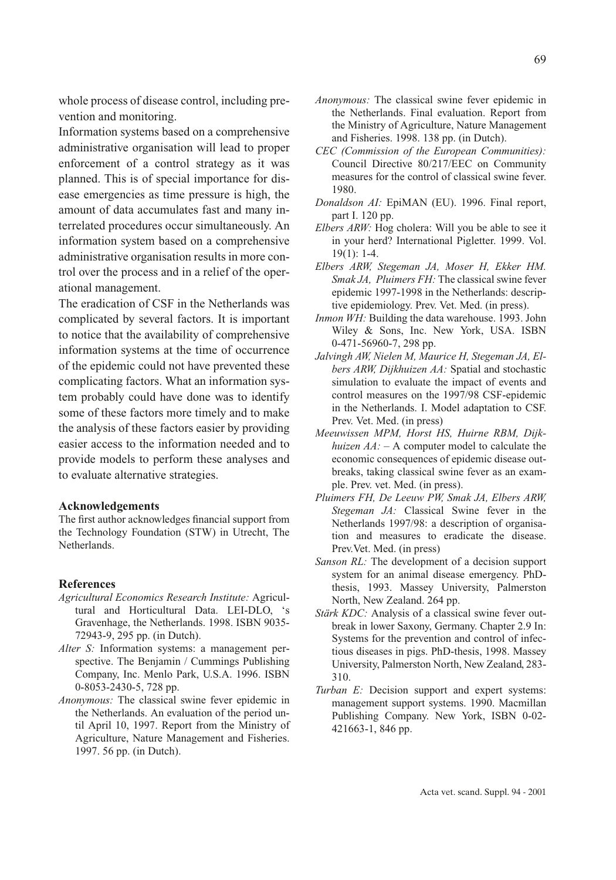whole process of disease control, including prevention and monitoring.

Information systems based on a comprehensive administrative organisation will lead to proper enforcement of a control strategy as it was planned. This is of special importance for disease emergencies as time pressure is high, the amount of data accumulates fast and many interrelated procedures occur simultaneously. An information system based on a comprehensive administrative organisation results in more control over the process and in a relief of the operational management.

The eradication of CSF in the Netherlands was complicated by several factors. It is important to notice that the availability of comprehensive information systems at the time of occurrence of the epidemic could not have prevented these complicating factors. What an information system probably could have done was to identify some of these factors more timely and to make the analysis of these factors easier by providing easier access to the information needed and to provide models to perform these analyses and to evaluate alternative strategies.

### Acknowledgements

The first author acknowledges financial support from the Technology Foundation (STW) in Utrecht, The Netherlands.

### References

*Agricultural Economics Research Institute:* Agricultural and Horticultural Data. LEI-DLO, 's Gravenhage, the Netherlands. 1998. ISBN 9035-72943-9, 295 pp. (in Dutch).

*Alter S:* Information systems: a management perspective. The Benjamin / Cummings Publishing Company, Inc. Menlo Park, U.S.A. 1996. ISBN 0-8053-2430-5, 728 pp.

*Anonymous:* The classical swine fever epidemic in the Netherlands. An evaluation of the period until April 10, 1997. Report from the Ministry of Agriculture, Nature Management and Fisheries. 1997. 56 pp. (in Dutch).

*Anonymous:* The classical swine fever epidemic in the Netherlands. Final evaluation. Report from the Ministry of Agriculture, Nature Management and Fisheries. 1998. 138 pp. (in Dutch).

*CEC (Commission of the European Communities):* Council Directive 80/217/EEC on Community measures for the control of classical swine fever. 1980.

*Donaldson AI:* EpiMAN (EU). 1996. Final report, part I. 120 pp.

*Elbers ARW:* Hog cholera: Will you be able to see it in your herd? International Pigletter. 1999. Vol. 19(1): 1-4.

*Elbers ARW, Stegeman JA, Moser H, Ekker HM. Smak JA, Pluimers FH:* The classical swine fever epidemic 1997-1998 in the Netherlands: descriptive epidemiology. Prev. Vet. Med. (in press).

*Inmon WH:* Building the data warehouse. 1993. John Wiley & Sons, Inc. New York, USA. ISBN 0-471-56960-7, 298 pp.

*Jalvingh AW, Nielen M, Maurice H, Stegeman JA, Elbers ARW, Dijkhuizen AA:* Spatial and stochastic simulation to evaluate the impact of events and control measures on the 1997/98 CSF-epidemic in the Netherlands. I. Model adaptation to CSF. Prev. Vet. Med. (in press)

*Meeuwissen MPM, Horst HS, Huirne RBM, Dijkhuizen AA:* – A computer model to calculate the economic consequences of epidemic disease outbreaks, taking classical swine fever as an example. Prev. vet. Med. (in press).

*Pluimers FH, De Leeuw PW, Smak JA, Elbers ARW, Stegeman JA:* Classical Swine fever in the Netherlands 1997/98: a description of organisation and measures to eradicate the disease. Prev.Vet. Med. (in press)

*Sanson RL:* The development of a decision support system for an animal disease emergency. PhD-thesis, 1993. Massey University, Palmerston North, New Zealand. 264 pp.

*Stärk KDC:* Analysis of a classical swine fever outbreak in lower Saxony, Germany. Chapter 2.9 In: Systems for the prevention and control of infectious diseases in pigs. PhD-thesis, 1998. Massey University, Palmerston North, New Zealand, 283-310.

*Turban E:* Decision support and expert systems: management support systems. 1990. Macmillan Publishing Company. New York, ISBN 0-02-421663-1, 846 pp.